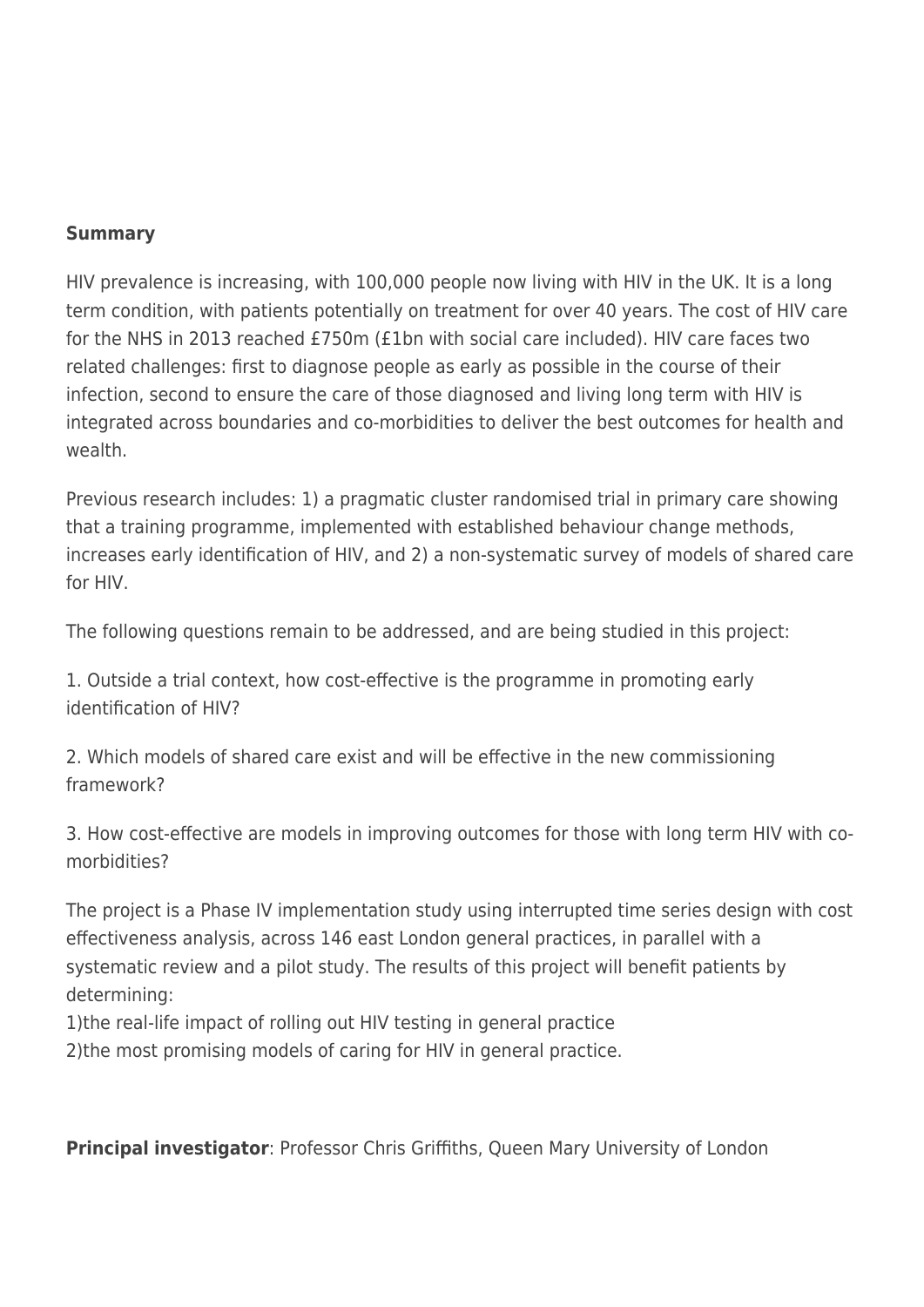**Summary**

HIV prevalence is increasing, with 100,000 people now living with HIV in the UK. It is a long term condition, with patients potentially on treatment for over 40 years. The cost of HIV care for the NHS in 2013 reached £750m (£1bn with social care included). HIV care faces two related challenges: first to diagnose people as early as possible in the course of their infection, second to ensure the care of those diagnosed and living long term with HIV is integrated across boundaries and co-morbidities to deliver the best outcomes for health and wealth.

Previous research includes: 1) a pragmatic cluster randomised trial in primary care showing that a training programme, implemented with established behaviour change methods, increases early identification of HIV, and 2) a non-systematic survey of models of shared care for HIV.

The following questions remain to be addressed, and are being studied in this project:

1. Outside a trial context, how cost-effective is the programme in promoting early identification of HIV?

2. Which models of shared care exist and will be effective in the new commissioning framework?

3. How cost-effective are models in improving outcomes for those with long term HIV with co-morbidities?

The project is a Phase IV implementation study using interrupted time series design with cost effectiveness analysis, across 146 east London general practices, in parallel with a systematic review and a pilot study. The results of this project will benefit patients by determining:
1)the real-life impact of rolling out HIV testing in general practice
2)the most promising models of caring for HIV in general practice.

**Principal investigator**: Professor Chris Griffiths, Queen Mary University of London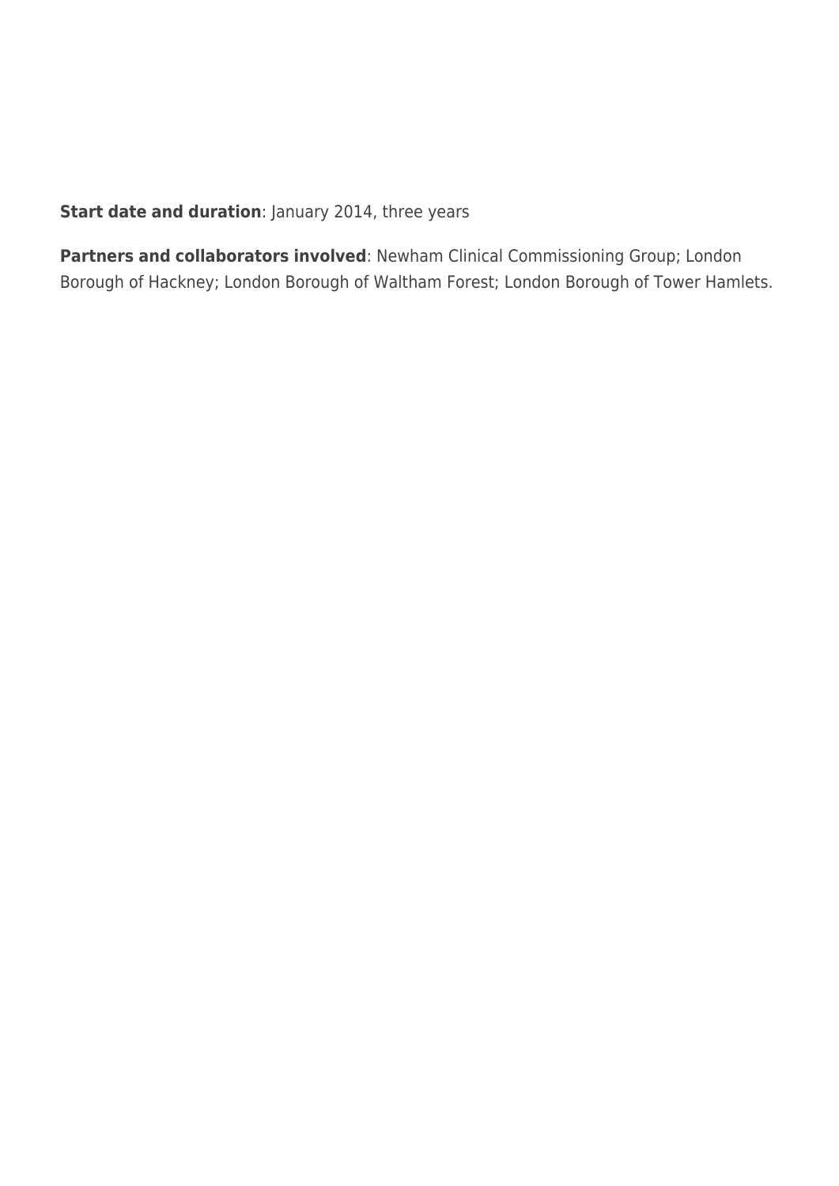**Start date and duration**: January 2014, three years

**Partners and collaborators involved**: Newham Clinical Commissioning Group; London Borough of Hackney; London Borough of Waltham Forest; London Borough of Tower Hamlets.